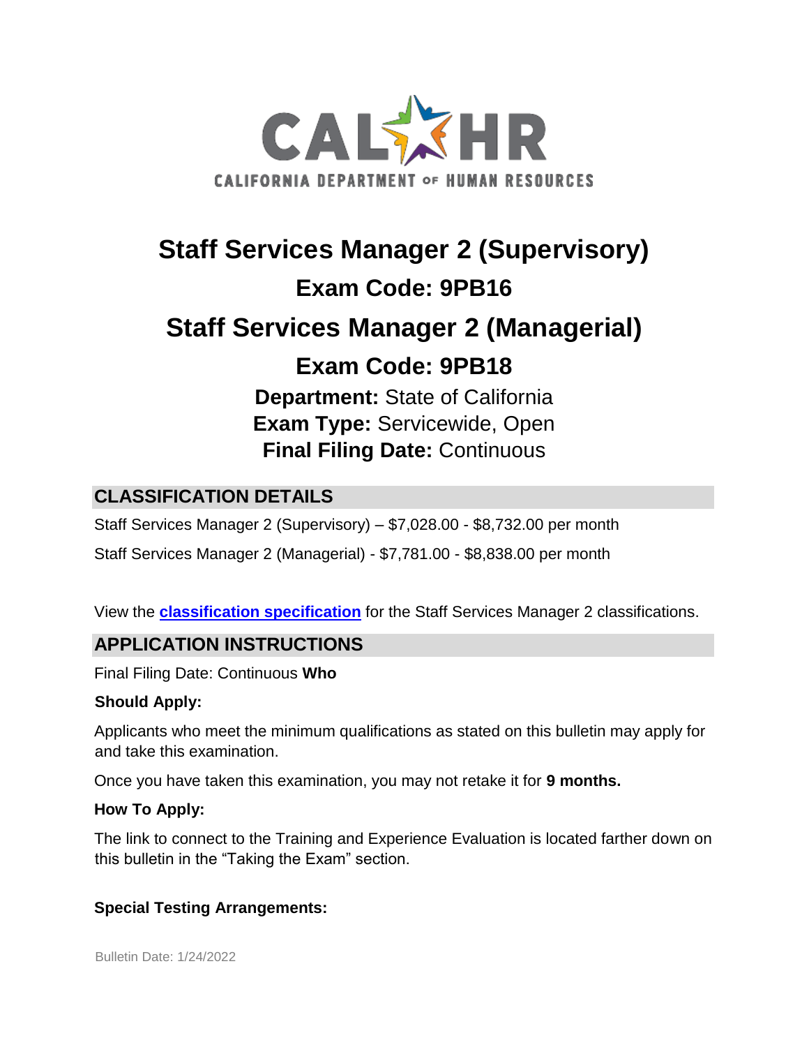CAL HR

CALIFORNIA DEPARTMENT OF HUMAN RESOURCES

# Staff Services Manager 2 (Supervisory)

## Exam Code: 9PB16

# Staff Services Manager 2 (Managerial)

## Exam Code: 9PB18

**Department:** State of California
**Exam Type:** Servicewide, Open
**Final Filing Date:** Continuous

## CLASSIFICATION DETAILS

Staff Services Manager 2 (Supervisory) – $7,028.00 - $8,732.00 per month

Staff Services Manager 2 (Managerial) - $7,781.00 - $8,838.00 per month

View the **classification specification** for the Staff Services Manager 2 classifications.

## APPLICATION INSTRUCTIONS

Final Filing Date: Continuous **Who**

**Should Apply:**

Applicants who meet the minimum qualifications as stated on this bulletin may apply for and take this examination.

Once you have taken this examination, you may not retake it for **9 months.**

**How To Apply:**

The link to connect to the Training and Experience Evaluation is located farther down on this bulletin in the "Taking the Exam" section.

**Special Testing Arrangements:**

Bulletin Date: 1/24/2022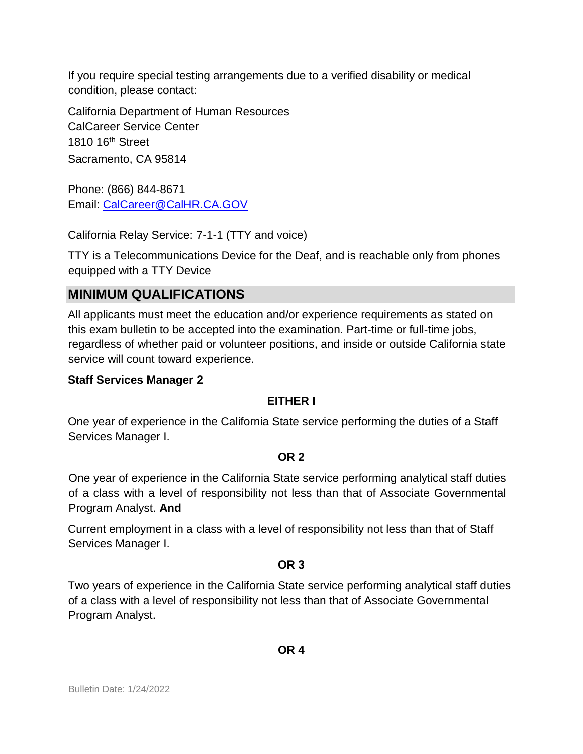If you require special testing arrangements due to a verified disability or medical condition, please contact:

California Department of Human Resources
CalCareer Service Center
1810 16th Street
Sacramento, CA 95814

Phone: (866) 844-8671
Email: CalCareer@CalHR.CA.GOV

California Relay Service: 7-1-1 (TTY and voice)

TTY is a Telecommunications Device for the Deaf, and is reachable only from phones equipped with a TTY Device

## MINIMUM QUALIFICATIONS

All applicants must meet the education and/or experience requirements as stated on this exam bulletin to be accepted into the examination. Part-time or full-time jobs, regardless of whether paid or volunteer positions, and inside or outside California state service will count toward experience.

**Staff Services Manager 2**

**EITHER I**

One year of experience in the California State service performing the duties of a Staff Services Manager I.

**OR 2**

One year of experience in the California State service performing analytical staff duties of a class with a level of responsibility not less than that of Associate Governmental Program Analyst. **And**

Current employment in a class with a level of responsibility not less than that of Staff Services Manager I.

**OR 3**

Two years of experience in the California State service performing analytical staff duties of a class with a level of responsibility not less than that of Associate Governmental Program Analyst.

**OR 4**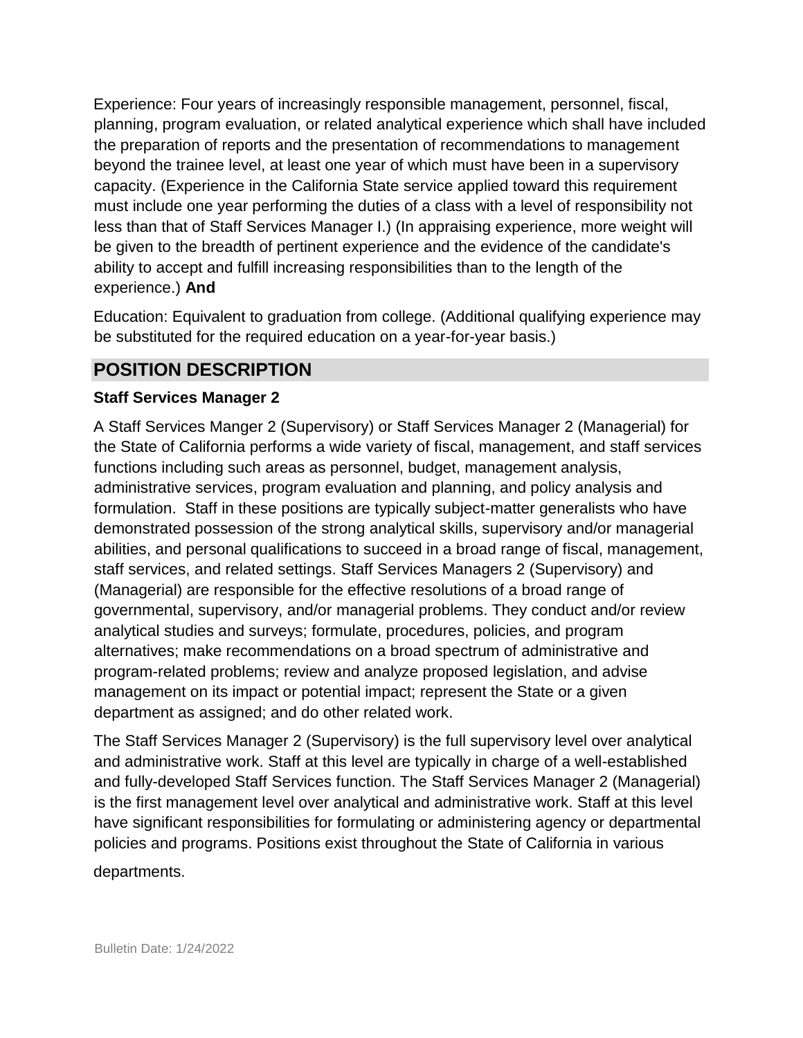Experience: Four years of increasingly responsible management, personnel, fiscal, planning, program evaluation, or related analytical experience which shall have included the preparation of reports and the presentation of recommendations to management beyond the trainee level, at least one year of which must have been in a supervisory capacity. (Experience in the California State service applied toward this requirement must include one year performing the duties of a class with a level of responsibility not less than that of Staff Services Manager I.) (In appraising experience, more weight will be given to the breadth of pertinent experience and the evidence of the candidate's ability to accept and fulfill increasing responsibilities than to the length of the experience.) **And**

Education: Equivalent to graduation from college. (Additional qualifying experience may be substituted for the required education on a year-for-year basis.)

## POSITION DESCRIPTION

**Staff Services Manager 2**

A Staff Services Manger 2 (Supervisory) or Staff Services Manager 2 (Managerial) for the State of California performs a wide variety of fiscal, management, and staff services functions including such areas as personnel, budget, management analysis, administrative services, program evaluation and planning, and policy analysis and formulation. Staff in these positions are typically subject-matter generalists who have demonstrated possession of the strong analytical skills, supervisory and/or managerial abilities, and personal qualifications to succeed in a broad range of fiscal, management, staff services, and related settings. Staff Services Managers 2 (Supervisory) and (Managerial) are responsible for the effective resolutions of a broad range of governmental, supervisory, and/or managerial problems. They conduct and/or review analytical studies and surveys; formulate, procedures, policies, and program alternatives; make recommendations on a broad spectrum of administrative and program-related problems; review and analyze proposed legislation, and advise management on its impact or potential impact; represent the State or a given department as assigned; and do other related work.

The Staff Services Manager 2 (Supervisory) is the full supervisory level over analytical and administrative work. Staff at this level are typically in charge of a well-established and fully-developed Staff Services function. The Staff Services Manager 2 (Managerial) is the first management level over analytical and administrative work. Staff at this level have significant responsibilities for formulating or administering agency or departmental policies and programs. Positions exist throughout the State of California in various departments.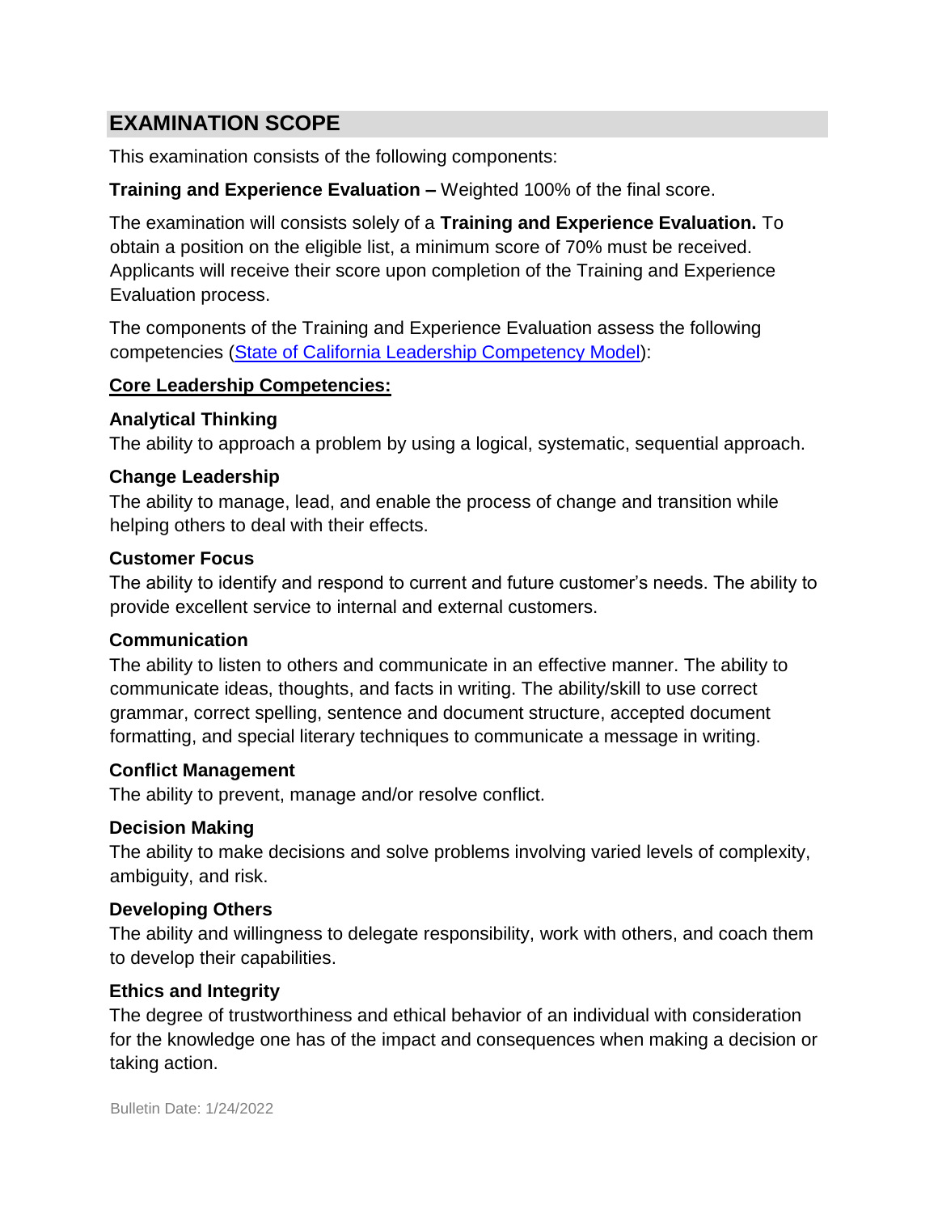## EXAMINATION SCOPE

This examination consists of the following components:

**Training and Experience Evaluation –** Weighted 100% of the final score.

The examination will consists solely of a **Training and Experience Evaluation.** To obtain a position on the eligible list, a minimum score of 70% must be received. Applicants will receive their score upon completion of the Training and Experience Evaluation process.

The components of the Training and Experience Evaluation assess the following competencies (State of California Leadership Competency Model):

**Core Leadership Competencies:**

**Analytical Thinking**
The ability to approach a problem by using a logical, systematic, sequential approach.

**Change Leadership**
The ability to manage, lead, and enable the process of change and transition while helping others to deal with their effects.

**Customer Focus**
The ability to identify and respond to current and future customer's needs. The ability to provide excellent service to internal and external customers.

**Communication**
The ability to listen to others and communicate in an effective manner. The ability to communicate ideas, thoughts, and facts in writing. The ability/skill to use correct grammar, correct spelling, sentence and document structure, accepted document formatting, and special literary techniques to communicate a message in writing.

**Conflict Management**
The ability to prevent, manage and/or resolve conflict.

**Decision Making**
The ability to make decisions and solve problems involving varied levels of complexity, ambiguity, and risk.

**Developing Others**
The ability and willingness to delegate responsibility, work with others, and coach them to develop their capabilities.

**Ethics and Integrity**
The degree of trustworthiness and ethical behavior of an individual with consideration for the knowledge one has of the impact and consequences when making a decision or taking action.

Bulletin Date: 1/24/2022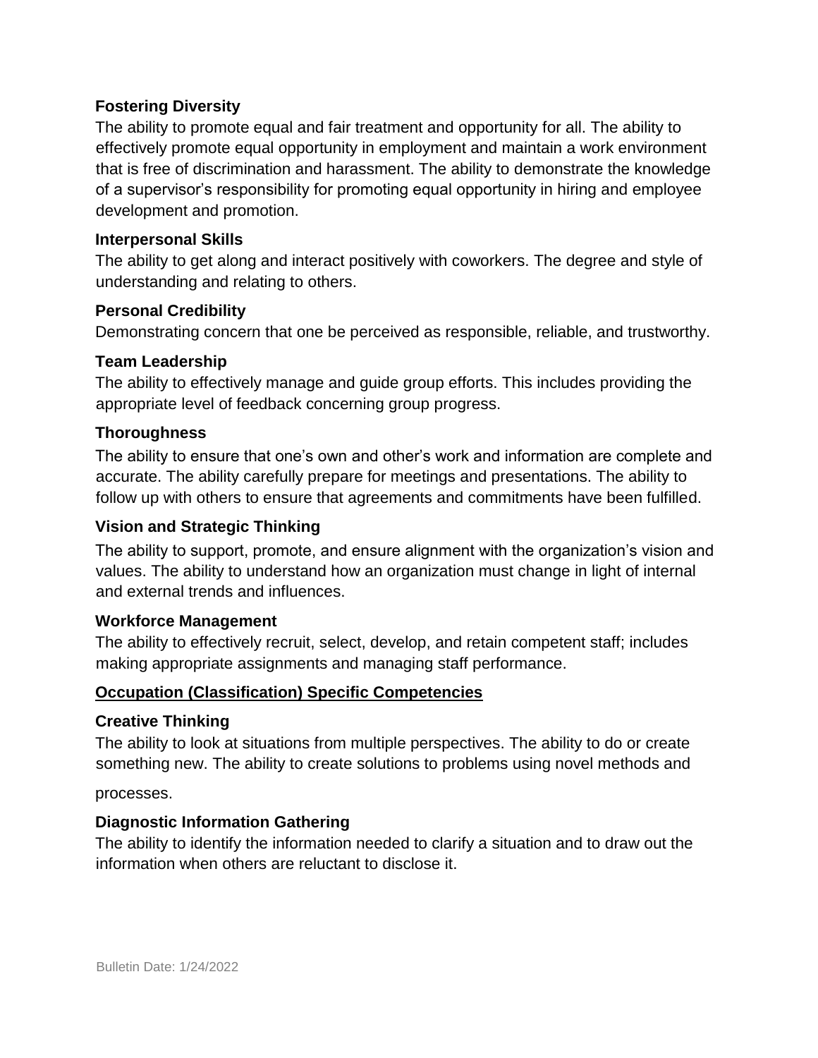**Fostering Diversity**

The ability to promote equal and fair treatment and opportunity for all. The ability to effectively promote equal opportunity in employment and maintain a work environment that is free of discrimination and harassment. The ability to demonstrate the knowledge of a supervisor's responsibility for promoting equal opportunity in hiring and employee development and promotion.

**Interpersonal Skills**

The ability to get along and interact positively with coworkers. The degree and style of understanding and relating to others.

**Personal Credibility**

Demonstrating concern that one be perceived as responsible, reliable, and trustworthy.

**Team Leadership**

The ability to effectively manage and guide group efforts. This includes providing the appropriate level of feedback concerning group progress.

**Thoroughness**

The ability to ensure that one's own and other's work and information are complete and accurate. The ability carefully prepare for meetings and presentations. The ability to follow up with others to ensure that agreements and commitments have been fulfilled.

**Vision and Strategic Thinking**

The ability to support, promote, and ensure alignment with the organization's vision and values. The ability to understand how an organization must change in light of internal and external trends and influences.

**Workforce Management**

The ability to effectively recruit, select, develop, and retain competent staff; includes making appropriate assignments and managing staff performance.

**Occupation (Classification) Specific Competencies**

**Creative Thinking**

The ability to look at situations from multiple perspectives. The ability to do or create something new. The ability to create solutions to problems using novel methods and processes.

**Diagnostic Information Gathering**

The ability to identify the information needed to clarify a situation and to draw out the information when others are reluctant to disclose it.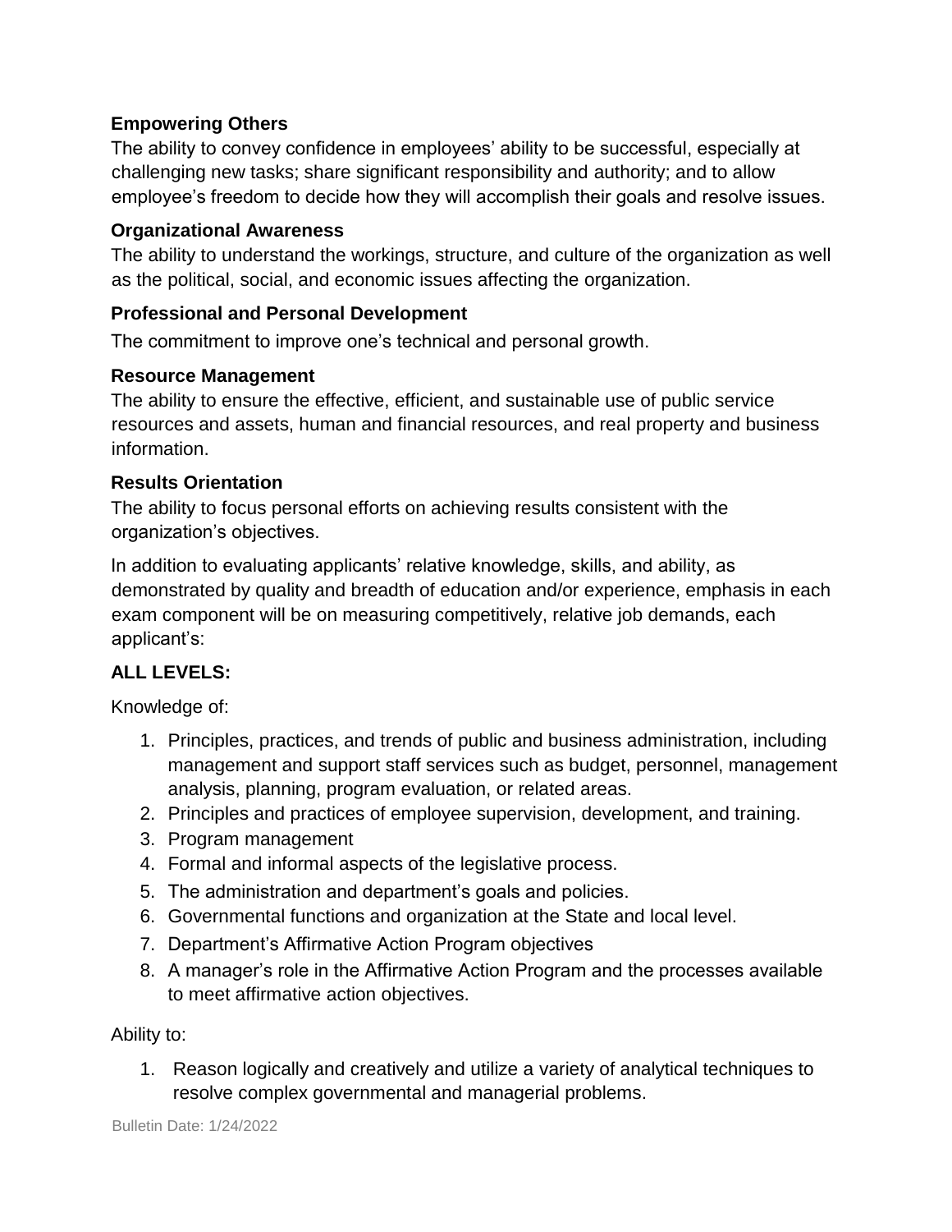**Empowering Others**

The ability to convey confidence in employees' ability to be successful, especially at challenging new tasks; share significant responsibility and authority; and to allow employee's freedom to decide how they will accomplish their goals and resolve issues.

**Organizational Awareness**

The ability to understand the workings, structure, and culture of the organization as well as the political, social, and economic issues affecting the organization.

**Professional and Personal Development**

The commitment to improve one's technical and personal growth.

**Resource Management**

The ability to ensure the effective, efficient, and sustainable use of public service resources and assets, human and financial resources, and real property and business information.

**Results Orientation**

The ability to focus personal efforts on achieving results consistent with the organization's objectives.

In addition to evaluating applicants' relative knowledge, skills, and ability, as demonstrated by quality and breadth of education and/or experience, emphasis in each exam component will be on measuring competitively, relative job demands, each applicant's:

**ALL LEVELS:**

Knowledge of:

1. Principles, practices, and trends of public and business administration, including management and support staff services such as budget, personnel, management analysis, planning, program evaluation, or related areas.
2. Principles and practices of employee supervision, development, and training.
3. Program management
4. Formal and informal aspects of the legislative process.
5. The administration and department's goals and policies.
6. Governmental functions and organization at the State and local level.
7. Department's Affirmative Action Program objectives
8. A manager's role in the Affirmative Action Program and the processes available to meet affirmative action objectives.

Ability to:

1. Reason logically and creatively and utilize a variety of analytical techniques to resolve complex governmental and managerial problems.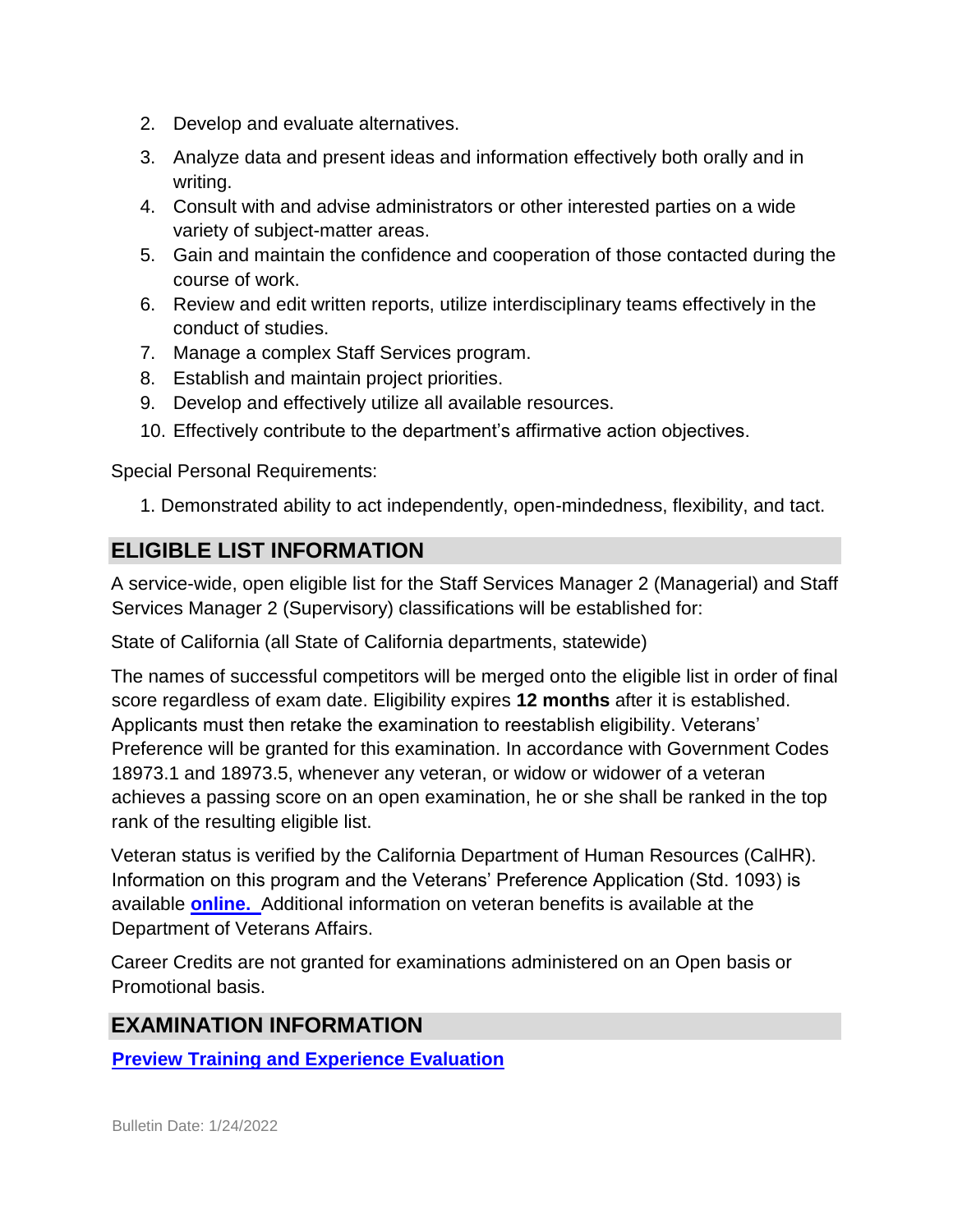2. Develop and evaluate alternatives.
3. Analyze data and present ideas and information effectively both orally and in writing.
4. Consult with and advise administrators or other interested parties on a wide variety of subject-matter areas.
5. Gain and maintain the confidence and cooperation of those contacted during the course of work.
6. Review and edit written reports, utilize interdisciplinary teams effectively in the conduct of studies.
7. Manage a complex Staff Services program.
8. Establish and maintain project priorities.
9. Develop and effectively utilize all available resources.
10. Effectively contribute to the department's affirmative action objectives.

Special Personal Requirements:

1. Demonstrated ability to act independently, open-mindedness, flexibility, and tact.

## ELIGIBLE LIST INFORMATION

A service-wide, open eligible list for the Staff Services Manager 2 (Managerial) and Staff Services Manager 2 (Supervisory) classifications will be established for:

State of California (all State of California departments, statewide)

The names of successful competitors will be merged onto the eligible list in order of final score regardless of exam date. Eligibility expires **12 months** after it is established. Applicants must then retake the examination to reestablish eligibility. Veterans' Preference will be granted for this examination. In accordance with Government Codes 18973.1 and 18973.5, whenever any veteran, or widow or widower of a veteran achieves a passing score on an open examination, he or she shall be ranked in the top rank of the resulting eligible list.

Veteran status is verified by the California Department of Human Resources (CalHR). Information on this program and the Veterans' Preference Application (Std. 1093) is available **online.** Additional information on veteran benefits is available at the Department of Veterans Affairs.

Career Credits are not granted for examinations administered on an Open basis or Promotional basis.

## EXAMINATION INFORMATION

**Preview Training and Experience Evaluation**

Bulletin Date: 1/24/2022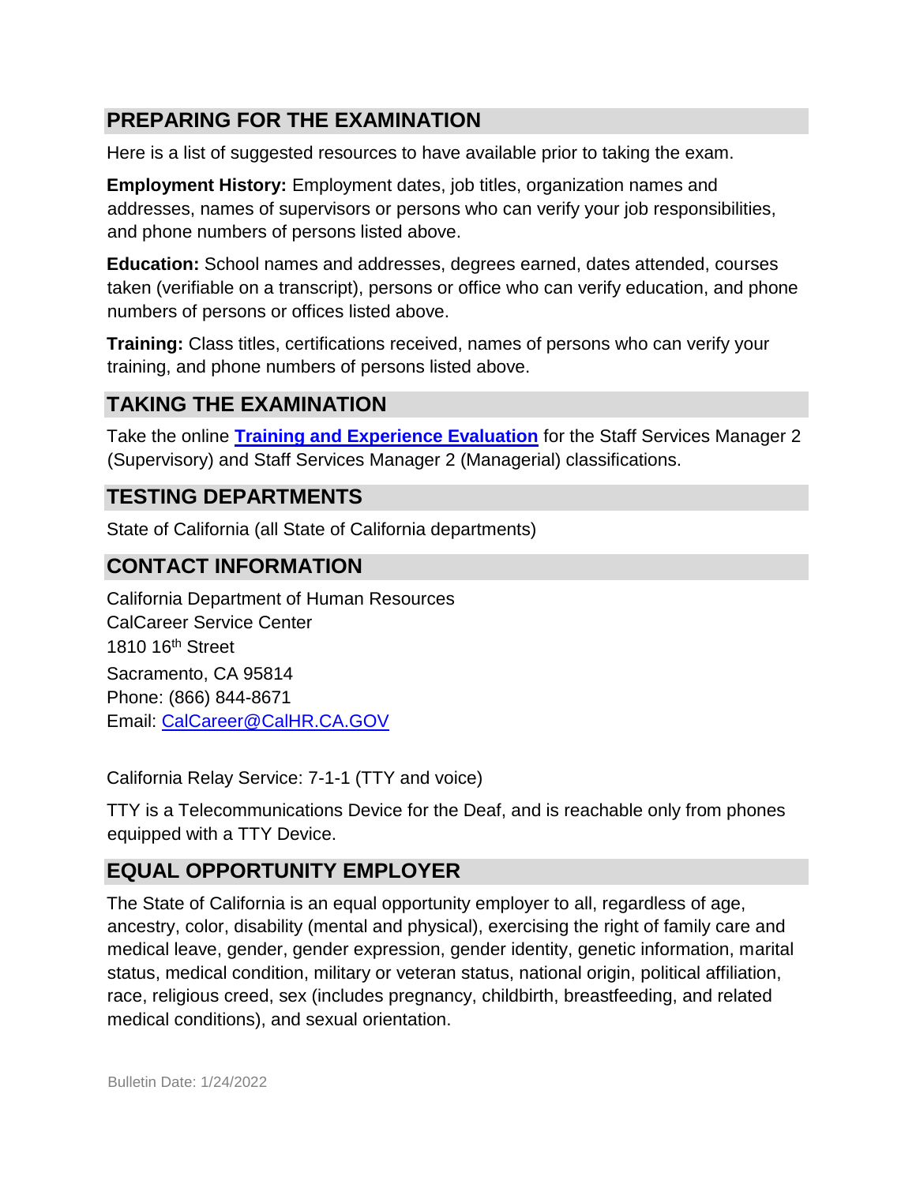## PREPARING FOR THE EXAMINATION

Here is a list of suggested resources to have available prior to taking the exam.

**Employment History:** Employment dates, job titles, organization names and addresses, names of supervisors or persons who can verify your job responsibilities, and phone numbers of persons listed above.

**Education:** School names and addresses, degrees earned, dates attended, courses taken (verifiable on a transcript), persons or office who can verify education, and phone numbers of persons or offices listed above.

**Training:** Class titles, certifications received, names of persons who can verify your training, and phone numbers of persons listed above.

## TAKING THE EXAMINATION

Take the online **Training and Experience Evaluation** for the Staff Services Manager 2 (Supervisory) and Staff Services Manager 2 (Managerial) classifications.

## TESTING DEPARTMENTS

State of California (all State of California departments)

## CONTACT INFORMATION

California Department of Human Resources
CalCareer Service Center
1810 16th Street
Sacramento, CA 95814
Phone: (866) 844-8671
Email: CalCareer@CalHR.CA.GOV

California Relay Service: 7-1-1 (TTY and voice)

TTY is a Telecommunications Device for the Deaf, and is reachable only from phones equipped with a TTY Device.

## EQUAL OPPORTUNITY EMPLOYER

The State of California is an equal opportunity employer to all, regardless of age, ancestry, color, disability (mental and physical), exercising the right of family care and medical leave, gender, gender expression, gender identity, genetic information, marital status, medical condition, military or veteran status, national origin, political affiliation, race, religious creed, sex (includes pregnancy, childbirth, breastfeeding, and related medical conditions), and sexual orientation.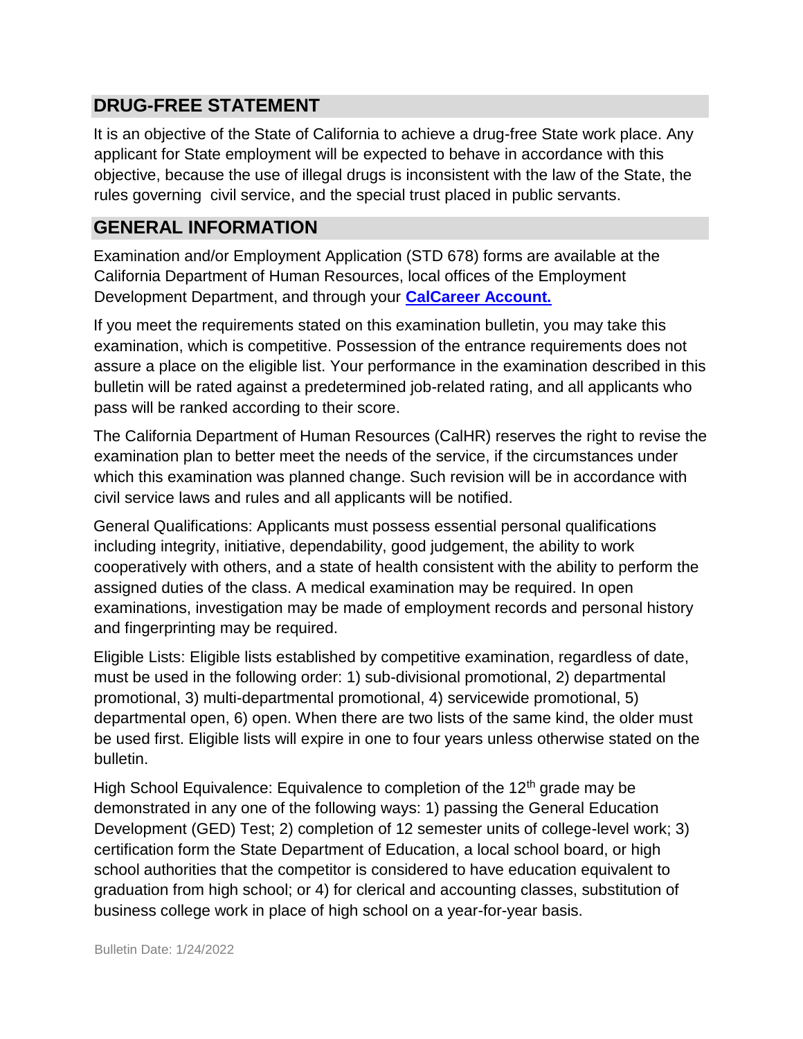## DRUG-FREE STATEMENT

It is an objective of the State of California to achieve a drug-free State work place. Any applicant for State employment will be expected to behave in accordance with this objective, because the use of illegal drugs is inconsistent with the law of the State, the rules governing civil service, and the special trust placed in public servants.

## GENERAL INFORMATION

Examination and/or Employment Application (STD 678) forms are available at the California Department of Human Resources, local offices of the Employment Development Department, and through your **[CalCareer Account.](#)**

If you meet the requirements stated on this examination bulletin, you may take this examination, which is competitive. Possession of the entrance requirements does not assure a place on the eligible list. Your performance in the examination described in this bulletin will be rated against a predetermined job-related rating, and all applicants who pass will be ranked according to their score.

The California Department of Human Resources (CalHR) reserves the right to revise the examination plan to better meet the needs of the service, if the circumstances under which this examination was planned change. Such revision will be in accordance with civil service laws and rules and all applicants will be notified.

General Qualifications: Applicants must possess essential personal qualifications including integrity, initiative, dependability, good judgement, the ability to work cooperatively with others, and a state of health consistent with the ability to perform the assigned duties of the class. A medical examination may be required. In open examinations, investigation may be made of employment records and personal history and fingerprinting may be required.

Eligible Lists: Eligible lists established by competitive examination, regardless of date, must be used in the following order: 1) sub-divisional promotional, 2) departmental promotional, 3) multi-departmental promotional, 4) servicewide promotional, 5) departmental open, 6) open. When there are two lists of the same kind, the older must be used first. Eligible lists will expire in one to four years unless otherwise stated on the bulletin.

High School Equivalence: Equivalence to completion of the 12th grade may be demonstrated in any one of the following ways: 1) passing the General Education Development (GED) Test; 2) completion of 12 semester units of college-level work; 3) certification form the State Department of Education, a local school board, or high school authorities that the competitor is considered to have education equivalent to graduation from high school; or 4) for clerical and accounting classes, substitution of business college work in place of high school on a year-for-year basis.

Bulletin Date: 1/24/2022